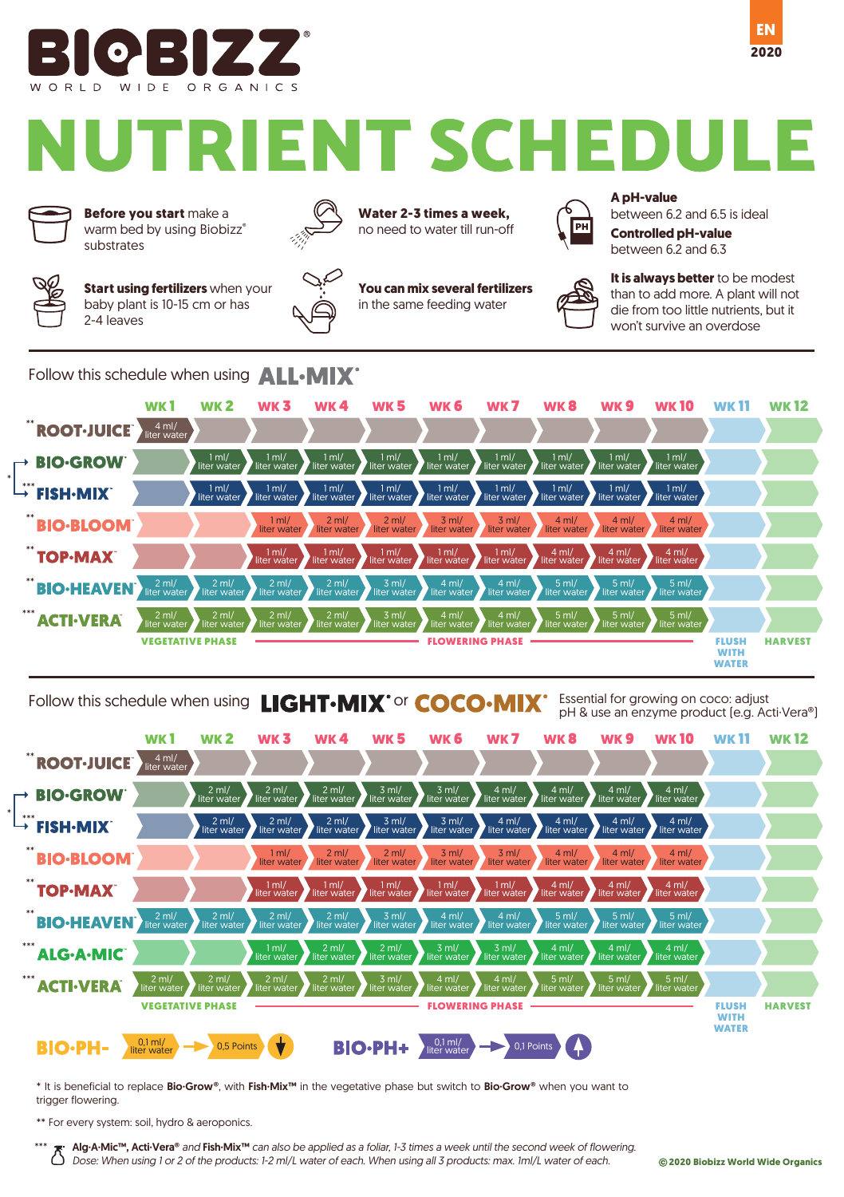# BIOBIZZ

WORLD WIDE ORGANICS

EN 2020

# NUTRIENT SCHEDULE

**Before you start** make a warm bed by using Biobizz® substrates

**Water 2-3 times a week,** no need to water till run-off

**A pH-value** between 6.2 and 6.5 is ideal
**Controlled pH-value** between 6.2 and 6.3

**Start using fertilizers** when your baby plant is 10-15 cm or has 2-4 leaves

**You can mix several fertilizers** in the same feeding water

**It is always better** to be modest than to add more. A plant will not die from too little nutrients, but it won't survive an overdose

## Follow this schedule when using ALL·MIX®

| | WK 1 | WK 2 | WK 3 | WK 4 | WK 5 | WK 6 | WK 7 | WK 8 | WK 9 | WK 10 | WK 11 | WK 12 |
|---|---|---|---|---|---|---|---|---|---|---|---|---|
| ** ROOT·JUICE® | 4 ml/ liter water | | | | | | | | | | | |
| * BIO·GROW® | | 1 ml/ liter water | 1 ml/ liter water | 1 ml/ liter water | 1 ml/ liter water | 1 ml/ liter water | 1 ml/ liter water | 1 ml/ liter water | 1 ml/ liter water | 1 ml/ liter water | | |
| * *** FISH·MIX™ | | 1 ml/ liter water | 1 ml/ liter water | 1 ml/ liter water | 1 ml/ liter water | 1 ml/ liter water | 1 ml/ liter water | 1 ml/ liter water | 1 ml/ liter water | 1 ml/ liter water | | |
| ** BIO·BLOOM® | | | 1 ml/ liter water | 2 ml/ liter water | 2 ml/ liter water | 3 ml/ liter water | 3 ml/ liter water | 4 ml/ liter water | 4 ml/ liter water | 4 ml/ liter water | | |
| ** TOP·MAX® | | | 1 ml/ liter water | 1 ml/ liter water | 1 ml/ liter water | 1 ml/ liter water | 1 ml/ liter water | 4 ml/ liter water | 4 ml/ liter water | 4 ml/ liter water | | |
| ** BIO·HEAVEN® | 2 ml/ liter water | 2 ml/ liter water | 2 ml/ liter water | 2 ml/ liter water | 3 ml/ liter water | 4 ml/ liter water | 4 ml/ liter water | 5 ml/ liter water | 5 ml/ liter water | 5 ml/ liter water | | |
| *** ACTI·VERA® | 2 ml/ liter water | 2 ml/ liter water | 2 ml/ liter water | 2 ml/ liter water | 3 ml/ liter water | 4 ml/ liter water | 4 ml/ liter water | 5 ml/ liter water | 5 ml/ liter water | 5 ml/ liter water | | |
| | VEGETATIVE PHASE | | FLOWERING PHASE | | | | | | | | FLUSH WITH WATER | HARVEST |

## Follow this schedule when using LIGHT·MIX® or COCO·MIX®

Essential for growing on coco: adjust pH & use an enzyme product (e.g. Acti-Vera®)

| | WK 1 | WK 2 | WK 3 | WK 4 | WK 5 | WK 6 | WK 7 | WK 8 | WK 9 | WK 10 | WK 11 | WK 12 |
|---|---|---|---|---|---|---|---|---|---|---|---|---|
| ** ROOT·JUICE® | 4 ml/ liter water | | | | | | | | | | | |
| * BIO·GROW® | | 2 ml/ liter water | 2 ml/ liter water | 2 ml/ liter water | 3 ml/ liter water | 3 ml/ liter water | 4 ml/ liter water | 4 ml/ liter water | 4 ml/ liter water | 4 ml/ liter water | | |
| * *** FISH·MIX™ | | 2 ml/ liter water | 2 ml/ liter water | 2 ml/ liter water | 3 ml/ liter water | 3 ml/ liter water | 4 ml/ liter water | 4 ml/ liter water | 4 ml/ liter water | 4 ml/ liter water | | |
| ** BIO·BLOOM® | | | 1 ml/ liter water | 2 ml/ liter water | 2 ml/ liter water | 3 ml/ liter water | 3 ml/ liter water | 4 ml/ liter water | 4 ml/ liter water | 4 ml/ liter water | | |
| ** TOP·MAX® | | | 1 ml/ liter water | 1 ml/ liter water | 1 ml/ liter water | 1 ml/ liter water | 1 ml/ liter water | 4 ml/ liter water | 4 ml/ liter water | 4 ml/ liter water | | |
| ** BIO·HEAVEN® | 2 ml/ liter water | 2 ml/ liter water | 2 ml/ liter water | 2 ml/ liter water | 3 ml/ liter water | 4 ml/ liter water | 4 ml/ liter water | 5 ml/ liter water | 5 ml/ liter water | 5 ml/ liter water | | |
| *** ALG·A·MIC™ | | | 1 ml/ liter water | 2 ml/ liter water | 2 ml/ liter water | 3 ml/ liter water | 3 ml/ liter water | 4 ml/ liter water | 4 ml/ liter water | 4 ml/ liter water | | |
| *** ACTI·VERA® | 2 ml/ liter water | 2 ml/ liter water | 2 ml/ liter water | 2 ml/ liter water | 3 ml/ liter water | 4 ml/ liter water | 4 ml/ liter water | 5 ml/ liter water | 5 ml/ liter water | 5 ml/ liter water | | |
| | VEGETATIVE PHASE | | FLOWERING PHASE | | | | | | | | FLUSH WITH WATER | HARVEST |

**BIO·PH-**: 0,1 ml/ liter water → 0,5 Points ↓

**BIO·PH+**: 0,1 ml/ liter water → 0,1 Points ↑

\* It is beneficial to replace **Bio·Grow®**, with **Fish·Mix™** in the vegetative phase but switch to **Bio·Grow®** when you want to trigger flowering.

** For every system: soil, hydro & aeroponics.

*** **Alg·A·Mic™, Acti·Vera®** *and* **Fish·Mix™** *can also be applied as a foliar, 1-3 times a week until the second week of flowering. Dose: When using 1 or 2 of the products: 1-2 ml/L water of each. When using all 3 products: max. 1ml/L water of each.*

© 2020 Biobizz World Wide Organics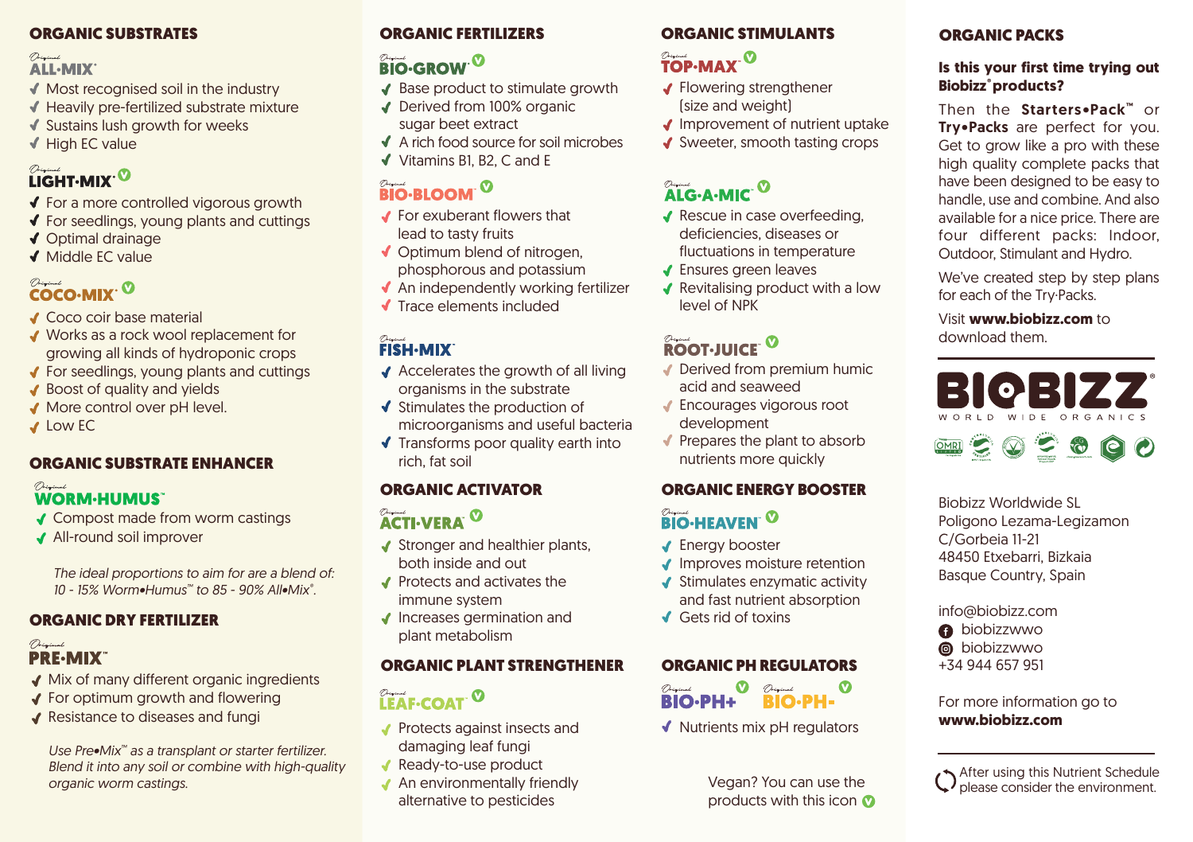## ORGANIC SUBSTRATES

### ALL·MIX®

- Most recognised soil in the industry
- Heavily pre-fertilized substrate mixture
- Sustains lush growth for weeks
- High EC value

### LIGHT·MIX®

- For a more controlled vigorous growth
- For seedlings, young plants and cuttings
- Optimal drainage
- Middle EC value

### COCO·MIX™

- Coco coir base material
- Works as a rock wool replacement for growing all kinds of hydroponic crops
- For seedlings, young plants and cuttings
- Boost of quality and yields
- More control over pH level.
- Low EC

## ORGANIC SUBSTRATE ENHANCER

### WORM·HUMUS™

- Compost made from worm castings
- All-round soil improver

*The ideal proportions to aim for are a blend of: 10 - 15% Worm•Humus™ to 85 - 90% All•Mix®.*

## ORGANIC DRY FERTILIZER

### PRE·MIX™

- Mix of many different organic ingredients
- For optimum growth and flowering
- Resistance to diseases and fungi

*Use Pre•Mix™ as a transplant or starter fertilizer. Blend it into any soil or combine with high-quality organic worm castings.*

## ORGANIC FERTILIZERS

### BIO·GROW®

- Base product to stimulate growth
- Derived from 100% organic sugar beet extract
- A rich food source for soil microbes
- Vitamins B1, B2, C and E

### BIO·BLOOM™

- For exuberant flowers that lead to tasty fruits
- Optimum blend of nitrogen, phosphorous and potassium
- An independently working fertilizer
- Trace elements included

### FISH·MIX™

- Accelerates the growth of all living organisms in the substrate
- Stimulates the production of microorganisms and useful bacteria
- Transforms poor quality earth into rich, fat soil

## ORGANIC ACTIVATOR

### ACTI·VERA™

- Stronger and healthier plants, both inside and out
- Protects and activates the immune system
- Increases germination and plant metabolism

## ORGANIC PLANT STRENGTHENER

### LEAF·COAT™

- Protects against insects and damaging leaf fungi
- Ready-to-use product
- An environmentally friendly alternative to pesticides

## ORGANIC STIMULANTS

### TOP·MAX™

- Flowering strengthener (size and weight)
- Improvement of nutrient uptake
- Sweeter, smooth tasting crops

### ALG·A·MIC™

- Rescue in case overfeeding, deficiencies, diseases or fluctuations in temperature
- Ensures green leaves
- Revitalising product with a low level of NPK

### ROOT·JUICE™

- Derived from premium humic acid and seaweed
- Encourages vigorous root development
- Prepares the plant to absorb nutrients more quickly

## ORGANIC ENERGY BOOSTER

### BIO·HEAVEN™

- Energy booster
- Improves moisture retention
- Stimulates enzymatic activity and fast nutrient absorption
- Gets rid of toxins

## ORGANIC PH REGULATORS

### BIO·PH+ BIO·PH-

- Nutrients mix pH regulators

Vegan? You can use the products with this icon

## ORGANIC PACKS

**Is this your first time trying out Biobizz® products?**

Then the **Starters•Pack™** or **Try•Packs** are perfect for you. Get to grow like a pro with these high quality complete packs that have been designed to be easy to handle, use and combine. And also available for a nice price. There are four different packs: Indoor, Outdoor, Stimulant and Hydro.

We've created step by step plans for each of the Try·Packs.

Visit **www.biobizz.com** to download them.

BIOBIZZ®
WORLD WIDE ORGANICS

Biobizz Worldwide SL
Poligono Lezama-Legizamon
C/Gorbeia 11-21
48450 Etxebarri, Bizkaia
Basque Country, Spain

info@biobizz.com
biobizzwwo
biobizzwwo
+34 944 657 951

For more information go to
**www.biobizz.com**

After using this Nutrient Schedule please consider the environment.